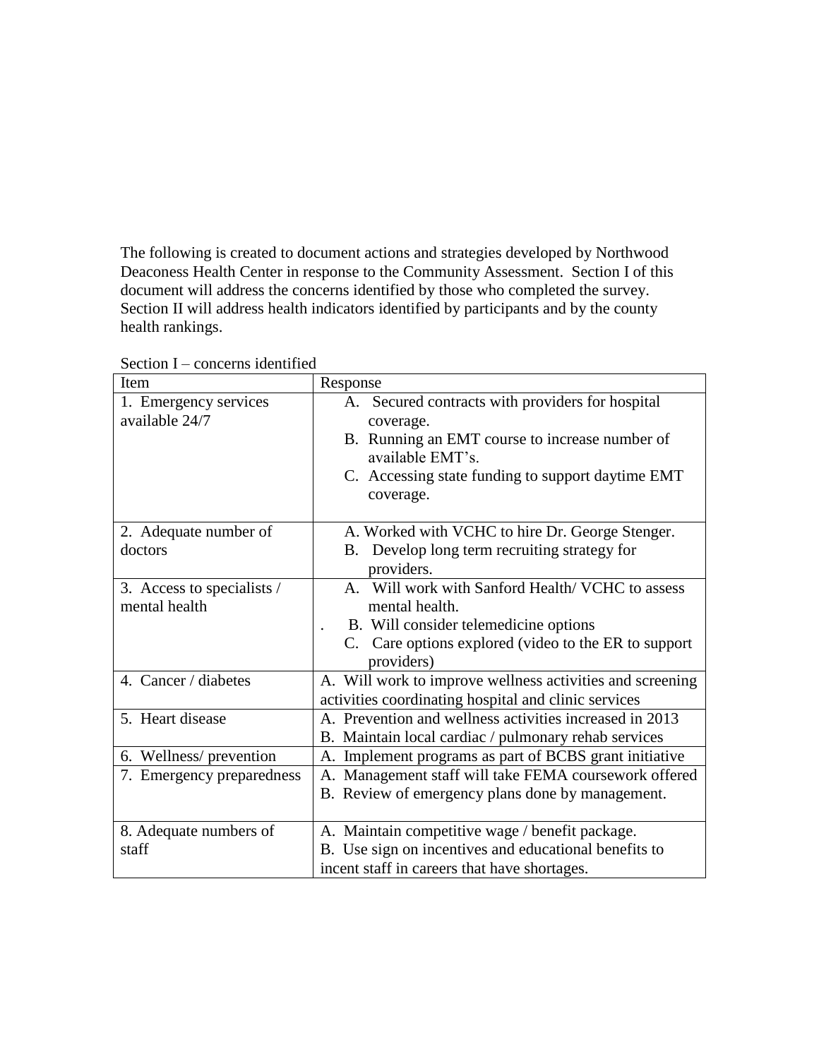The following is created to document actions and strategies developed by Northwood Deaconess Health Center in response to the Community Assessment. Section I of this document will address the concerns identified by those who completed the survey. Section II will address health indicators identified by participants and by the county health rankings.

Section I – concerns identified

| Item | Response |
|---|---|
| 1. Emergency services available 24/7 | A. Secured contracts with providers for hospital coverage.<br>B. Running an EMT course to increase number of available EMT's.<br>C. Accessing state funding to support daytime EMT coverage. |
| 2. Adequate number of doctors | A. Worked with VCHC to hire Dr. George Stenger.<br>B. Develop long term recruiting strategy for providers. |
| 3. Access to specialists / mental health | A. Will work with Sanford Health/ VCHC to assess mental health.<br>B. Will consider telemedicine options<br>C. Care options explored (video to the ER to support providers) |
| 4. Cancer / diabetes | A. Will work to improve wellness activities and screening activities coordinating hospital and clinic services |
| 5. Heart disease | A. Prevention and wellness activities increased in 2013<br>B. Maintain local cardiac / pulmonary rehab services |
| 6. Wellness/ prevention | A. Implement programs as part of BCBS grant initiative |
| 7. Emergency preparedness | A. Management staff will take FEMA coursework offered<br>B. Review of emergency plans done by management. |
| 8. Adequate numbers of staff | A. Maintain competitive wage / benefit package.<br>B. Use sign on incentives and educational benefits to incent staff in careers that have shortages. |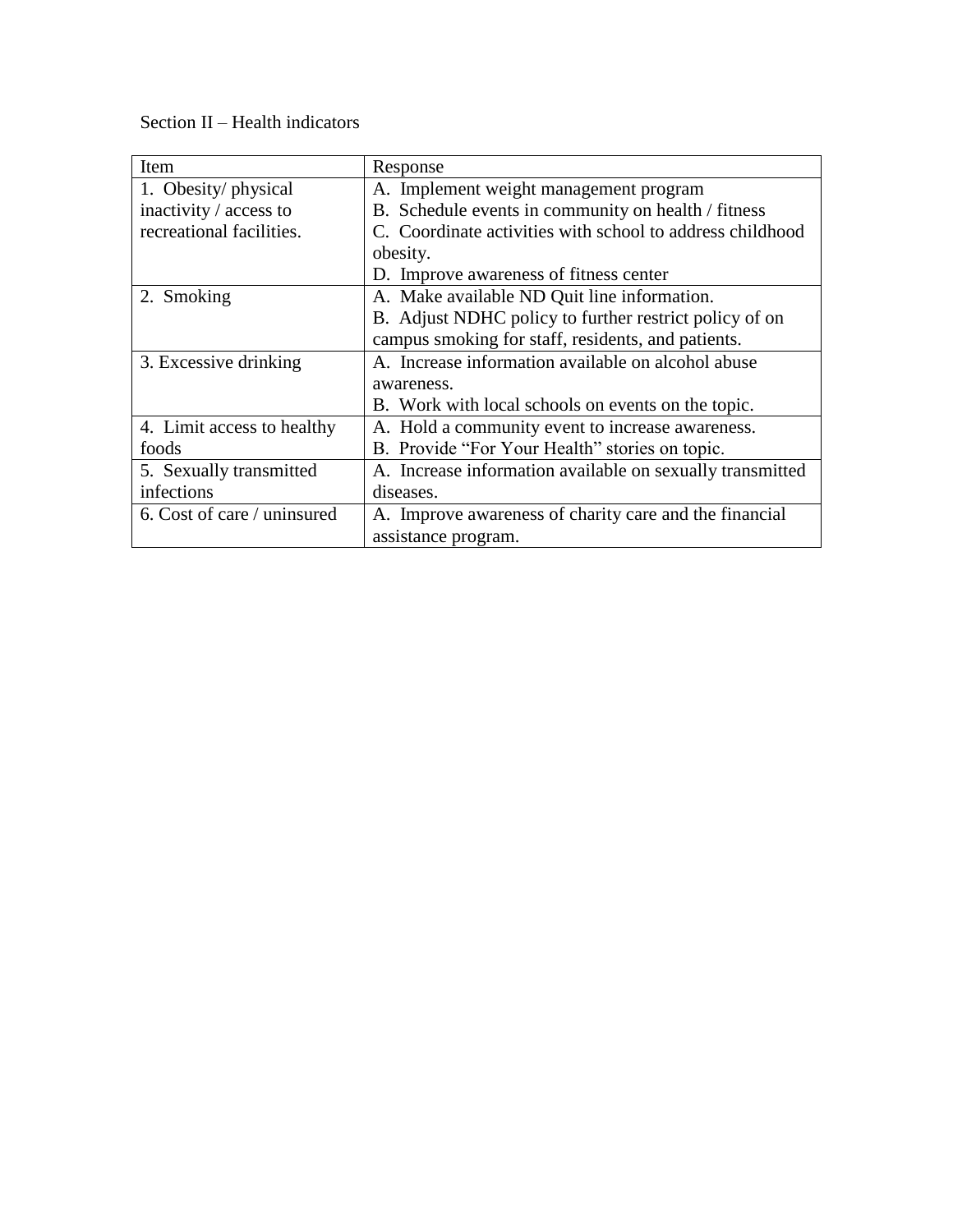Section II – Health indicators

| Item | Response |
|---|---|
| 1. Obesity/ physical inactivity / access to recreational facilities. | A. Implement weight management program<br>B. Schedule events in community on health / fitness<br>C. Coordinate activities with school to address childhood obesity.<br>D. Improve awareness of fitness center |
| 2. Smoking | A. Make available ND Quit line information.<br>B. Adjust NDHC policy to further restrict policy of on campus smoking for staff, residents, and patients. |
| 3. Excessive drinking | A. Increase information available on alcohol abuse awareness.<br>B. Work with local schools on events on the topic. |
| 4. Limit access to healthy foods | A. Hold a community event to increase awareness.<br>B. Provide "For Your Health" stories on topic. |
| 5. Sexually transmitted infections | A. Increase information available on sexually transmitted diseases. |
| 6. Cost of care / uninsured | A. Improve awareness of charity care and the financial assistance program. |